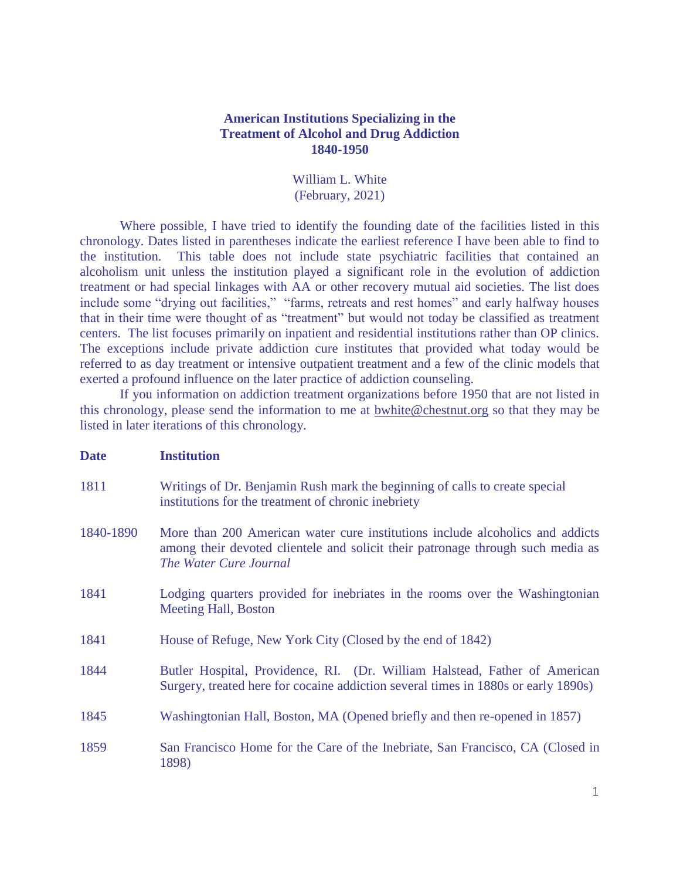# American Institutions Specializing in the Treatment of Alcohol and Drug Addiction 1840-1950

William L. White
(February, 2021)

Where possible, I have tried to identify the founding date of the facilities listed in this chronology. Dates listed in parentheses indicate the earliest reference I have been able to find to the institution. This table does not include state psychiatric facilities that contained an alcoholism unit unless the institution played a significant role in the evolution of addiction treatment or had special linkages with AA or other recovery mutual aid societies. The list does include some "drying out facilities," "farms, retreats and rest homes" and early halfway houses that in their time were thought of as "treatment" but would not today be classified as treatment centers. The list focuses primarily on inpatient and residential institutions rather than OP clinics. The exceptions include private addiction cure institutes that provided what today would be referred to as day treatment or intensive outpatient treatment and a few of the clinic models that exerted a profound influence on the later practice of addiction counseling.

If you information on addiction treatment organizations before 1950 that are not listed in this chronology, please send the information to me at bwhite@chestnut.org so that they may be listed in later iterations of this chronology.

| Date | Institution |
| --- | --- |
| 1811 | Writings of Dr. Benjamin Rush mark the beginning of calls to create special institutions for the treatment of chronic inebriety |
| 1840-1890 | More than 200 American water cure institutions include alcoholics and addicts among their devoted clientele and solicit their patronage through such media as *The Water Cure Journal* |
| 1841 | Lodging quarters provided for inebriates in the rooms over the Washingtonian Meeting Hall, Boston |
| 1841 | House of Refuge, New York City (Closed by the end of 1842) |
| 1844 | Butler Hospital, Providence, RI. (Dr. William Halstead, Father of American Surgery, treated here for cocaine addiction several times in 1880s or early 1890s) |
| 1845 | Washingtonian Hall, Boston, MA (Opened briefly and then re-opened in 1857) |
| 1859 | San Francisco Home for the Care of the Inebriate, San Francisco, CA (Closed in 1898) |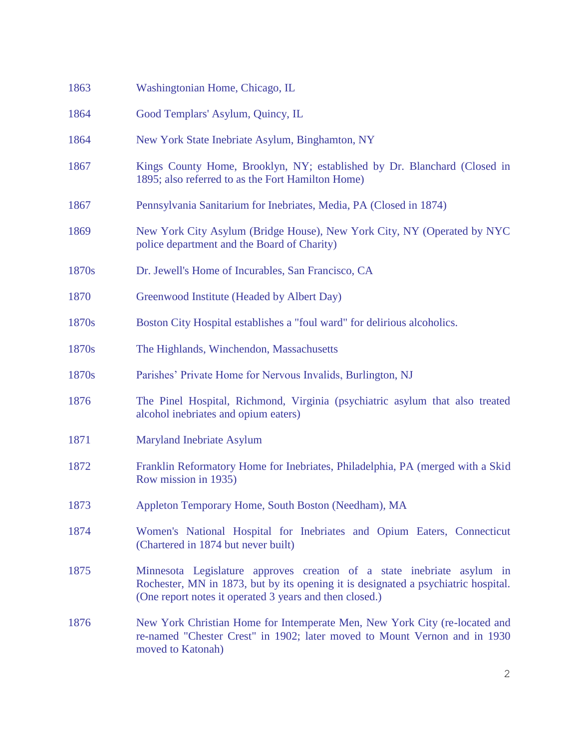| | |
|---|---|
| 1863 | Washingtonian Home, Chicago, IL |
| 1864 | Good Templars' Asylum, Quincy, IL |
| 1864 | New York State Inebriate Asylum, Binghamton, NY |
| 1867 | Kings County Home, Brooklyn, NY; established by Dr. Blanchard (Closed in 1895; also referred to as the Fort Hamilton Home) |
| 1867 | Pennsylvania Sanitarium for Inebriates, Media, PA (Closed in 1874) |
| 1869 | New York City Asylum (Bridge House), New York City, NY (Operated by NYC police department and the Board of Charity) |
| 1870s | Dr. Jewell's Home of Incurables, San Francisco, CA |
| 1870 | Greenwood Institute (Headed by Albert Day) |
| 1870s | Boston City Hospital establishes a "foul ward" for delirious alcoholics. |
| 1870s | The Highlands, Winchendon, Massachusetts |
| 1870s | Parishes' Private Home for Nervous Invalids, Burlington, NJ |
| 1876 | The Pinel Hospital, Richmond, Virginia (psychiatric asylum that also treated alcohol inebriates and opium eaters) |
| 1871 | Maryland Inebriate Asylum |
| 1872 | Franklin Reformatory Home for Inebriates, Philadelphia, PA (merged with a Skid Row mission in 1935) |
| 1873 | Appleton Temporary Home, South Boston (Needham), MA |
| 1874 | Women's National Hospital for Inebriates and Opium Eaters, Connecticut (Chartered in 1874 but never built) |
| 1875 | Minnesota Legislature approves creation of a state inebriate asylum in Rochester, MN in 1873, but by its opening it is designated a psychiatric hospital. (One report notes it operated 3 years and then closed.) |
| 1876 | New York Christian Home for Intemperate Men, New York City (re-located and re-named "Chester Crest" in 1902; later moved to Mount Vernon and in 1930 moved to Katonah) |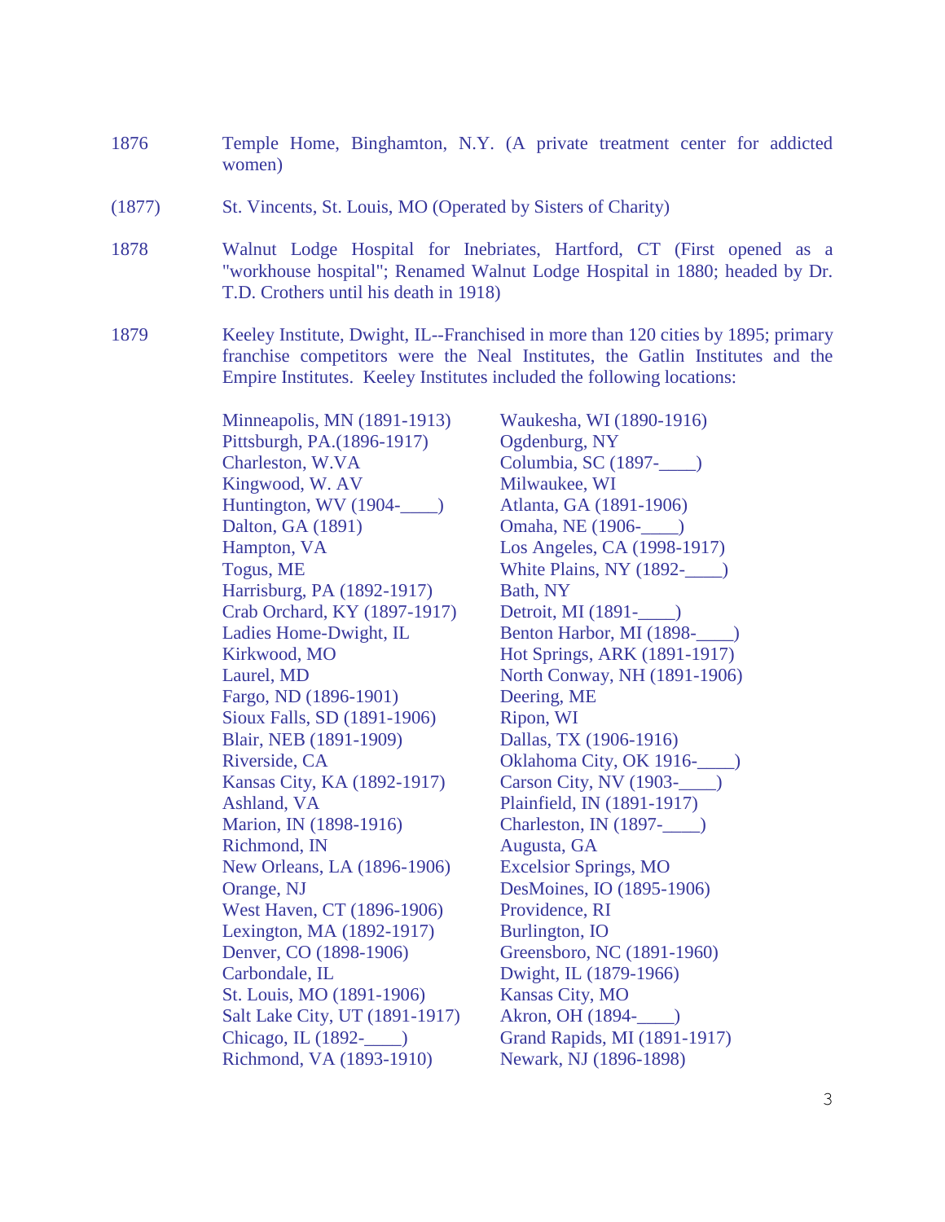1876 Temple Home, Binghamton, N.Y. (A private treatment center for addicted women)

(1877) St. Vincents, St. Louis, MO (Operated by Sisters of Charity)

1878 Walnut Lodge Hospital for Inebriates, Hartford, CT (First opened as a "workhouse hospital"; Renamed Walnut Lodge Hospital in 1880; headed by Dr. T.D. Crothers until his death in 1918)

1879 Keeley Institute, Dwight, IL--Franchised in more than 120 cities by 1895; primary franchise competitors were the Neal Institutes, the Gatlin Institutes and the Empire Institutes. Keeley Institutes included the following locations:

Minneapolis, MN (1891-1913)
Pittsburgh, PA.(1896-1917)
Charleston, W.VA
Kingwood, W. AV
Huntington, WV (1904-____)
Dalton, GA (1891)
Hampton, VA
Togus, ME
Harrisburg, PA (1892-1917)
Crab Orchard, KY (1897-1917)
Ladies Home-Dwight, IL
Kirkwood, MO
Laurel, MD
Fargo, ND (1896-1901)
Sioux Falls, SD (1891-1906)
Blair, NEB (1891-1909)
Riverside, CA
Kansas City, KA (1892-1917)
Ashland, VA
Marion, IN (1898-1916)
Richmond, IN
New Orleans, LA (1896-1906)
Orange, NJ
West Haven, CT (1896-1906)
Lexington, MA (1892-1917)
Denver, CO (1898-1906)
Carbondale, IL
St. Louis, MO (1891-1906)
Salt Lake City, UT (1891-1917)
Chicago, IL (1892-____)
Richmond, VA (1893-1910)
Waukesha, WI (1890-1916)
Ogdenburg, NY
Columbia, SC (1897-____)
Milwaukee, WI
Atlanta, GA (1891-1906)
Omaha, NE (1906-____)
Los Angeles, CA (1998-1917)
White Plains, NY (1892-____)
Bath, NY
Detroit, MI (1891-____)
Benton Harbor, MI (1898-____)
Hot Springs, ARK (1891-1917)
North Conway, NH (1891-1906)
Deering, ME
Ripon, WI
Dallas, TX (1906-1916)
Oklahoma City, OK 1916-____)
Carson City, NV (1903-____)
Plainfield, IN (1891-1917)
Charleston, IN (1897-____)
Augusta, GA
Excelsior Springs, MO
DesMoines, IO (1895-1906)
Providence, RI
Burlington, IO
Greensboro, NC (1891-1960)
Dwight, IL (1879-1966)
Kansas City, MO
Akron, OH (1894-____)
Grand Rapids, MI (1891-1917)
Newark, NJ (1896-1898)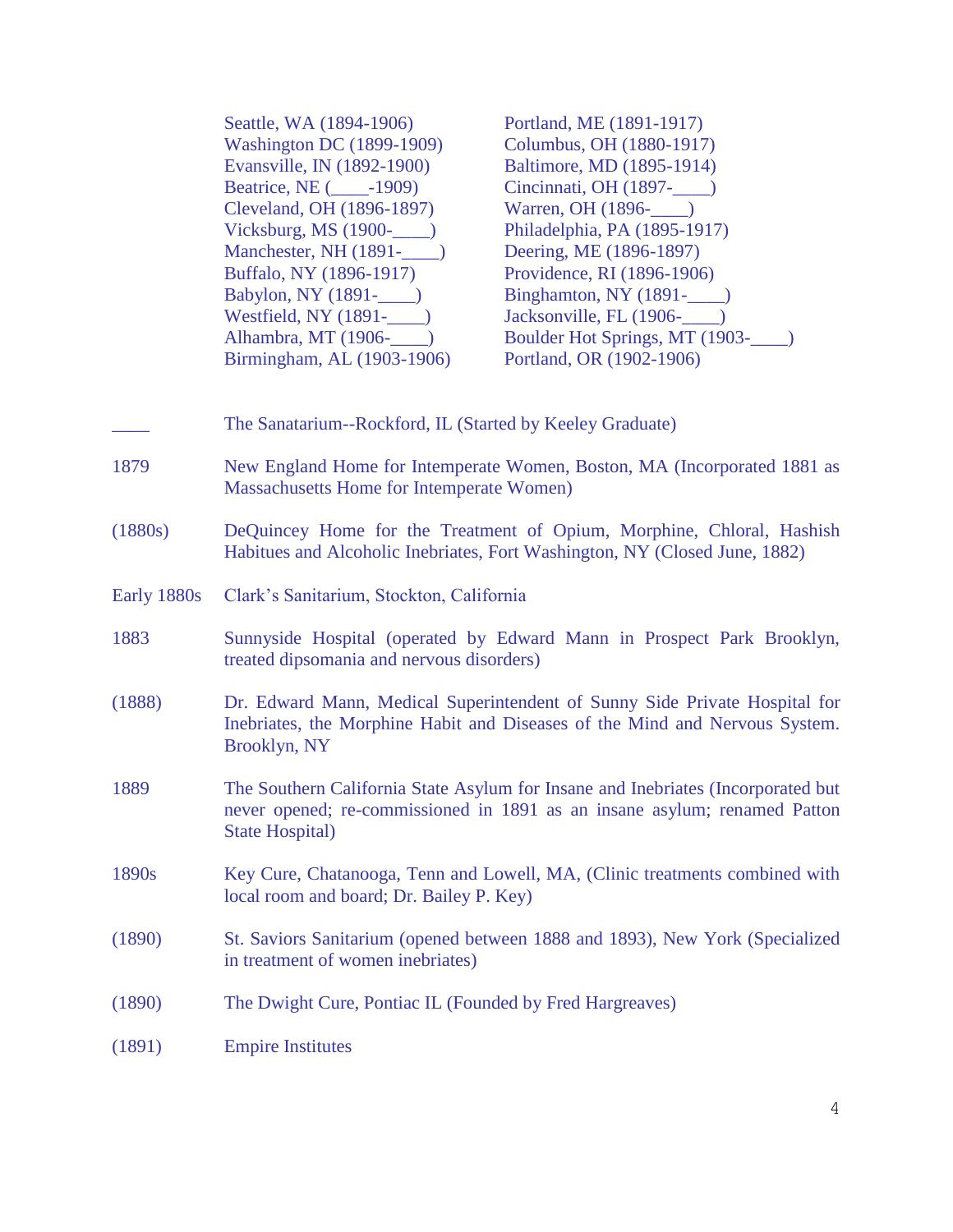Seattle, WA (1894-1906)
Washington DC (1899-1909)
Evansville, IN (1892-1900)
Beatrice, NE (____-1909)
Cleveland, OH (1896-1897)
Vicksburg, MS (1900-____)
Manchester, NH (1891-____)
Buffalo, NY (1896-1917)
Babylon, NY (1891-____)
Westfield, NY (1891-____)
Alhambra, MT (1906-____)
Birmingham, AL (1903-1906)
Portland, ME (1891-1917)
Columbus, OH (1880-1917)
Baltimore, MD (1895-1914)
Cincinnati, OH (1897-____)
Warren, OH (1896-____)
Philadelphia, PA (1895-1917)
Deering, ME (1896-1897)
Providence, RI (1896-1906)
Binghamton, NY (1891-____)
Jacksonville, FL (1906-____)
Boulder Hot Springs, MT (1903-____)
Portland, OR (1902-1906)

| | |
|---|---|
| ____ | The Sanatarium--Rockford, IL (Started by Keeley Graduate) |
| 1879 | New England Home for Intemperate Women, Boston, MA (Incorporated 1881 as Massachusetts Home for Intemperate Women) |
| (1880s) | DeQuincey Home for the Treatment of Opium, Morphine, Chloral, Hashish Habitues and Alcoholic Inebriates, Fort Washington, NY (Closed June, 1882) |
| Early 1880s | Clark's Sanitarium, Stockton, California |
| 1883 | Sunnyside Hospital (operated by Edward Mann in Prospect Park Brooklyn, treated dipsomania and nervous disorders) |
| (1888) | Dr. Edward Mann, Medical Superintendent of Sunny Side Private Hospital for Inebriates, the Morphine Habit and Diseases of the Mind and Nervous System. Brooklyn, NY |
| 1889 | The Southern California State Asylum for Insane and Inebriates (Incorporated but never opened; re-commissioned in 1891 as an insane asylum; renamed Patton State Hospital) |
| 1890s | Key Cure, Chatanooga, Tenn and Lowell, MA, (Clinic treatments combined with local room and board; Dr. Bailey P. Key) |
| (1890) | St. Saviors Sanitarium (opened between 1888 and 1893), New York (Specialized in treatment of women inebriates) |
| (1890) | The Dwight Cure, Pontiac IL (Founded by Fred Hargreaves) |
| (1891) | Empire Institutes |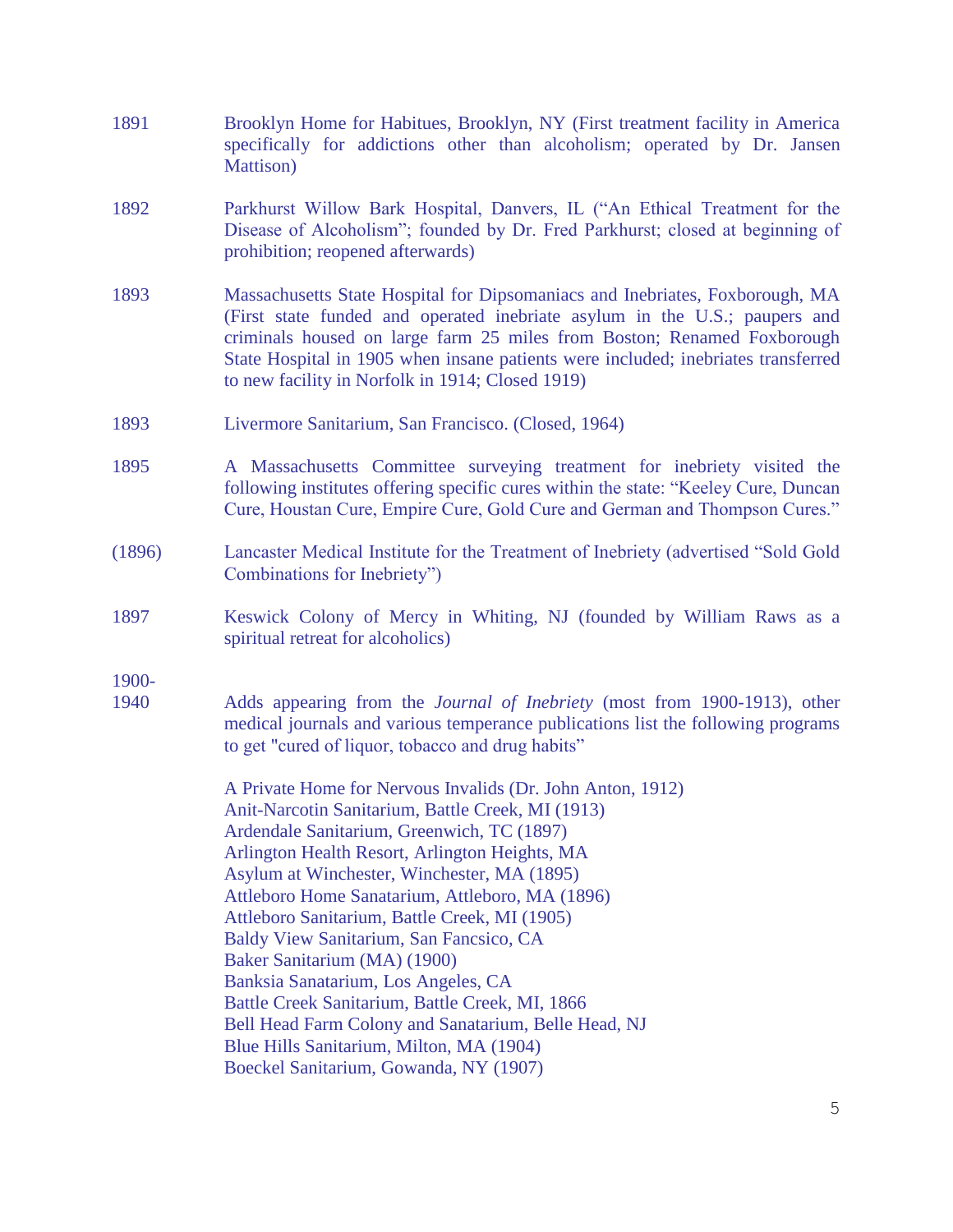1891 Brooklyn Home for Habitues, Brooklyn, NY (First treatment facility in America specifically for addictions other than alcoholism; operated by Dr. Jansen Mattison)

1892 Parkhurst Willow Bark Hospital, Danvers, IL ("An Ethical Treatment for the Disease of Alcoholism"; founded by Dr. Fred Parkhurst; closed at beginning of prohibition; reopened afterwards)

1893 Massachusetts State Hospital for Dipsomaniacs and Inebriates, Foxborough, MA (First state funded and operated inebriate asylum in the U.S.; paupers and criminals housed on large farm 25 miles from Boston; Renamed Foxborough State Hospital in 1905 when insane patients were included; inebriates transferred to new facility in Norfolk in 1914; Closed 1919)

1893 Livermore Sanitarium, San Francisco. (Closed, 1964)

1895 A Massachusetts Committee surveying treatment for inebriety visited the following institutes offering specific cures within the state: "Keeley Cure, Duncan Cure, Houstan Cure, Empire Cure, Gold Cure and German and Thompson Cures."

(1896) Lancaster Medical Institute for the Treatment of Inebriety (advertised "Sold Gold Combinations for Inebriety")

1897 Keswick Colony of Mercy in Whiting, NJ (founded by William Raws as a spiritual retreat for alcoholics)

1900-1940 Adds appearing from the *Journal of Inebriety* (most from 1900-1913), other medical journals and various temperance publications list the following programs to get "cured of liquor, tobacco and drug habits"

A Private Home for Nervous Invalids (Dr. John Anton, 1912)
Anit-Narcotin Sanitarium, Battle Creek, MI (1913)
Ardendale Sanitarium, Greenwich, TC (1897)
Arlington Health Resort, Arlington Heights, MA
Asylum at Winchester, Winchester, MA (1895)
Attleboro Home Sanatarium, Attleboro, MA (1896)
Attleboro Sanitarium, Battle Creek, MI (1905)
Baldy View Sanitarium, San Fancsico, CA
Baker Sanitarium (MA) (1900)
Banksia Sanatarium, Los Angeles, CA
Battle Creek Sanitarium, Battle Creek, MI, 1866
Bell Head Farm Colony and Sanatarium, Belle Head, NJ
Blue Hills Sanitarium, Milton, MA (1904)
Boeckel Sanitarium, Gowanda, NY (1907)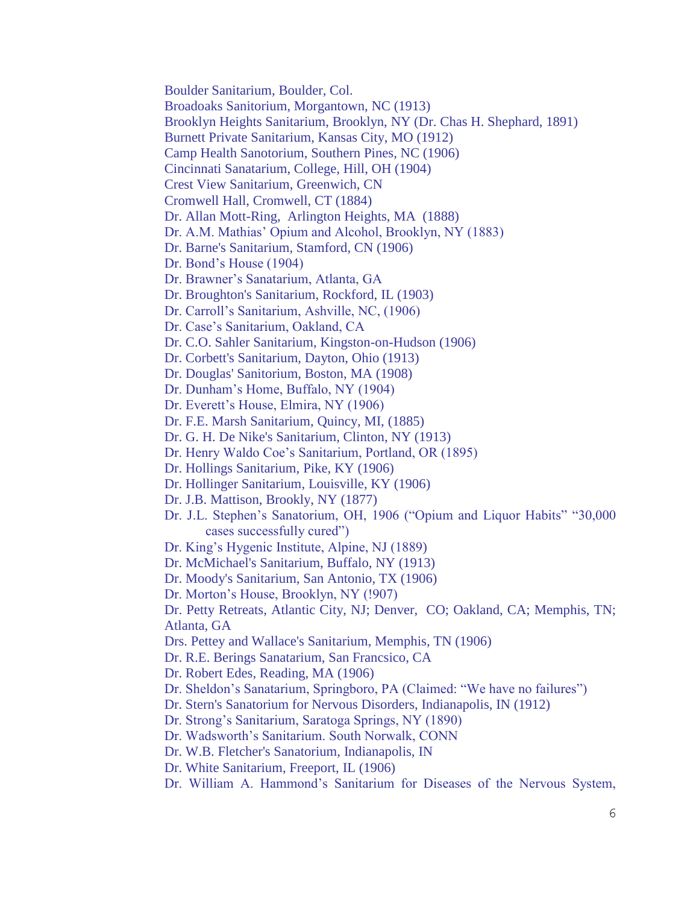Boulder Sanitarium, Boulder, Col.
Broadoaks Sanitorium, Morgantown, NC (1913)
Brooklyn Heights Sanitarium, Brooklyn, NY (Dr. Chas H. Shephard, 1891)
Burnett Private Sanitarium, Kansas City, MO (1912)
Camp Health Sanotorium, Southern Pines, NC (1906)
Cincinnati Sanatarium, College, Hill, OH (1904)
Crest View Sanitarium, Greenwich, CN
Cromwell Hall, Cromwell, CT (1884)
Dr. Allan Mott-Ring, Arlington Heights, MA (1888)
Dr. A.M. Mathias' Opium and Alcohol, Brooklyn, NY (1883)
Dr. Barne's Sanitarium, Stamford, CN (1906)
Dr. Bond's House (1904)
Dr. Brawner's Sanatarium, Atlanta, GA
Dr. Broughton's Sanitarium, Rockford, IL (1903)
Dr. Carroll's Sanitarium, Ashville, NC, (1906)
Dr. Case's Sanitarium, Oakland, CA
Dr. C.O. Sahler Sanitarium, Kingston-on-Hudson (1906)
Dr. Corbett's Sanitarium, Dayton, Ohio (1913)
Dr. Douglas' Sanitorium, Boston, MA (1908)
Dr. Dunham's Home, Buffalo, NY (1904)
Dr. Everett's House, Elmira, NY (1906)
Dr. F.E. Marsh Sanitarium, Quincy, MI, (1885)
Dr. G. H. De Nike's Sanitarium, Clinton, NY (1913)
Dr. Henry Waldo Coe's Sanitarium, Portland, OR (1895)
Dr. Hollings Sanitarium, Pike, KY (1906)
Dr. Hollinger Sanitarium, Louisville, KY (1906)
Dr. J.B. Mattison, Brookly, NY (1877)
Dr. J.L. Stephen's Sanatorium, OH, 1906 ("Opium and Liquor Habits" "30,000 cases successfully cured")
Dr. King's Hygenic Institute, Alpine, NJ (1889)
Dr. McMichael's Sanitarium, Buffalo, NY (1913)
Dr. Moody's Sanitarium, San Antonio, TX (1906)
Dr. Morton's House, Brooklyn, NY (!907)
Dr. Petty Retreats, Atlantic City, NJ; Denver, CO; Oakland, CA; Memphis, TN; Atlanta, GA
Drs. Pettey and Wallace's Sanitarium, Memphis, TN (1906)
Dr. R.E. Berings Sanatarium, San Francsico, CA
Dr. Robert Edes, Reading, MA (1906)
Dr. Sheldon's Sanatarium, Springboro, PA (Claimed: "We have no failures")
Dr. Stern's Sanatorium for Nervous Disorders, Indianapolis, IN (1912)
Dr. Strong's Sanitarium, Saratoga Springs, NY (1890)
Dr. Wadsworth's Sanitarium. South Norwalk, CONN
Dr. W.B. Fletcher's Sanatorium, Indianapolis, IN
Dr. White Sanitarium, Freeport, IL (1906)
Dr. William A. Hammond's Sanitarium for Diseases of the Nervous System,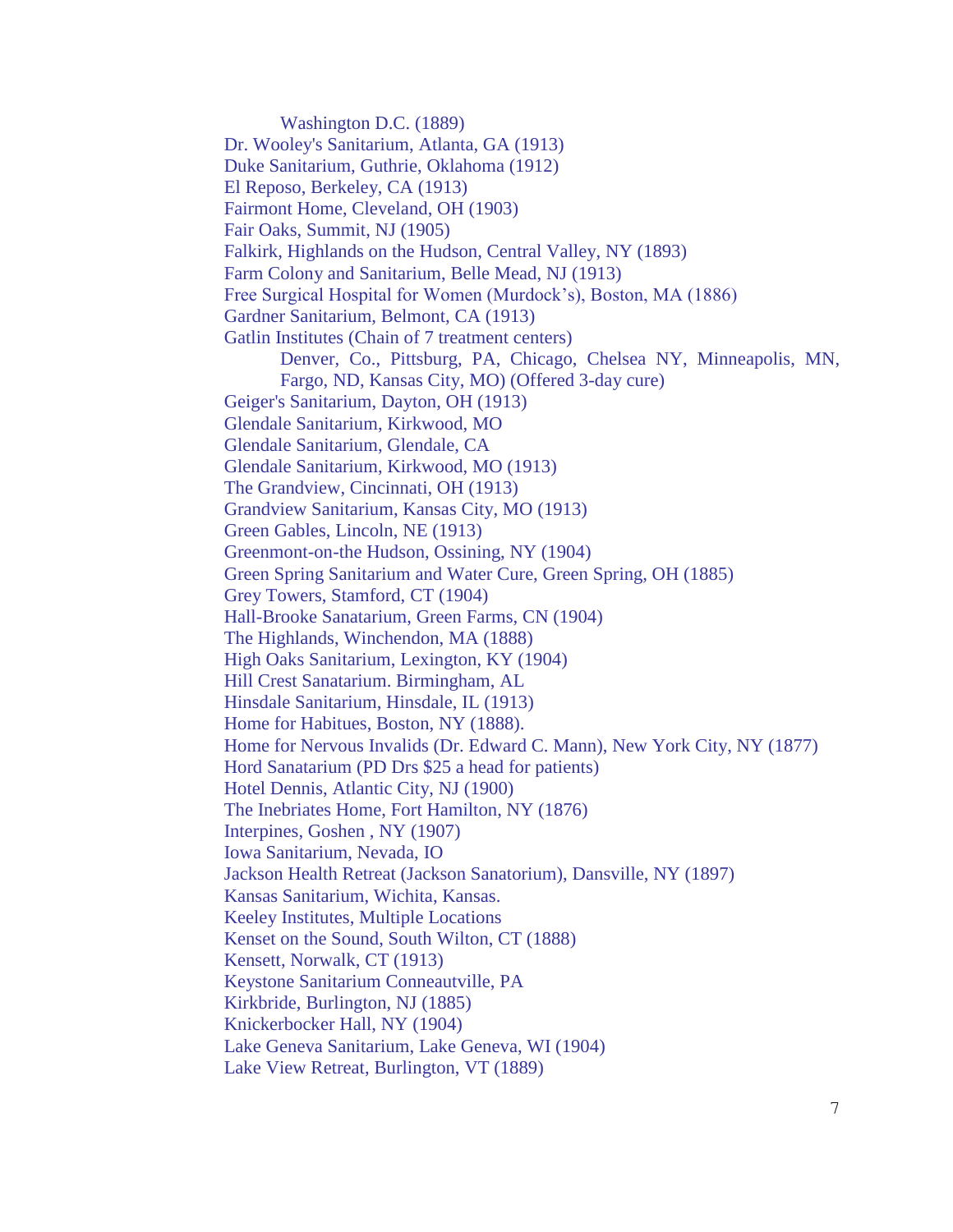Washington D.C. (1889)

Dr. Wooley's Sanitarium, Atlanta, GA (1913)
Duke Sanitarium, Guthrie, Oklahoma (1912)
El Reposo, Berkeley, CA (1913)
Fairmont Home, Cleveland, OH (1903)
Fair Oaks, Summit, NJ (1905)
Falkirk, Highlands on the Hudson, Central Valley, NY (1893)
Farm Colony and Sanitarium, Belle Mead, NJ (1913)
Free Surgical Hospital for Women (Murdock's), Boston, MA (1886)
Gardner Sanitarium, Belmont, CA (1913)
Gatlin Institutes (Chain of 7 treatment centers)

Denver, Co., Pittsburg, PA, Chicago, Chelsea NY, Minneapolis, MN, Fargo, ND, Kansas City, MO) (Offered 3-day cure)

Geiger's Sanitarium, Dayton, OH (1913)
Glendale Sanitarium, Kirkwood, MO
Glendale Sanitarium, Glendale, CA
Glendale Sanitarium, Kirkwood, MO (1913)
The Grandview, Cincinnati, OH (1913)
Grandview Sanitarium, Kansas City, MO (1913)
Green Gables, Lincoln, NE (1913)
Greenmont-on-the Hudson, Ossining, NY (1904)
Green Spring Sanitarium and Water Cure, Green Spring, OH (1885)
Grey Towers, Stamford, CT (1904)
Hall-Brooke Sanatarium, Green Farms, CN (1904)
The Highlands, Winchendon, MA (1888)
High Oaks Sanitarium, Lexington, KY (1904)
Hill Crest Sanatarium. Birmingham, AL
Hinsdale Sanitarium, Hinsdale, IL (1913)
Home for Habitues, Boston, NY (1888).
Home for Nervous Invalids (Dr. Edward C. Mann), New York City, NY (1877)
Hord Sanatarium (PD Drs $25 a head for patients)
Hotel Dennis, Atlantic City, NJ (1900)
The Inebriates Home, Fort Hamilton, NY (1876)
Interpines, Goshen , NY (1907)
Iowa Sanitarium, Nevada, IO
Jackson Health Retreat (Jackson Sanatorium), Dansville, NY (1897)
Kansas Sanitarium, Wichita, Kansas.
Keeley Institutes, Multiple Locations
Kenset on the Sound, South Wilton, CT (1888)
Kensett, Norwalk, CT (1913)
Keystone Sanitarium Conneautville, PA
Kirkbride, Burlington, NJ (1885)
Knickerbocker Hall, NY (1904)
Lake Geneva Sanitarium, Lake Geneva, WI (1904)
Lake View Retreat, Burlington, VT (1889)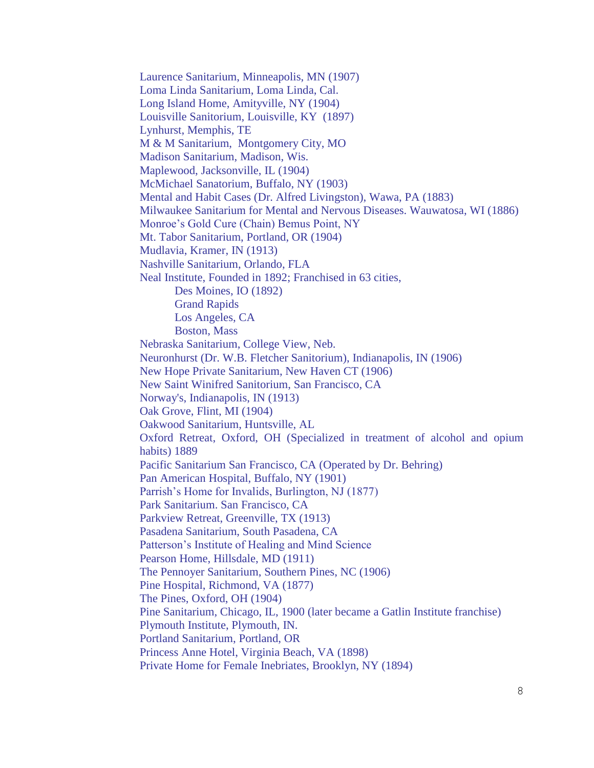Laurence Sanitarium, Minneapolis, MN (1907)
Loma Linda Sanitarium, Loma Linda, Cal.
Long Island Home, Amityville, NY (1904)
Louisville Sanitorium, Louisville, KY (1897)
Lynhurst, Memphis, TE
M & M Sanitarium, Montgomery City, MO
Madison Sanitarium, Madison, Wis.
Maplewood, Jacksonville, IL (1904)
McMichael Sanatorium, Buffalo, NY (1903)
Mental and Habit Cases (Dr. Alfred Livingston), Wawa, PA (1883)
Milwaukee Sanitarium for Mental and Nervous Diseases. Wauwatosa, WI (1886)
Monroe's Gold Cure (Chain) Bemus Point, NY
Mt. Tabor Sanitarium, Portland, OR (1904)
Mudlavia, Kramer, IN (1913)
Nashville Sanitarium, Orlando, FLA
Neal Institute, Founded in 1892; Franchised in 63 cities,
- Des Moines, IO (1892)
- Grand Rapids
- Los Angeles, CA
- Boston, Mass

Nebraska Sanitarium, College View, Neb.
Neuronhurst (Dr. W.B. Fletcher Sanitorium), Indianapolis, IN (1906)
New Hope Private Sanitarium, New Haven CT (1906)
New Saint Winifred Sanitorium, San Francisco, CA
Norway's, Indianapolis, IN (1913)
Oak Grove, Flint, MI (1904)
Oakwood Sanitarium, Huntsville, AL
Oxford Retreat, Oxford, OH (Specialized in treatment of alcohol and opium habits) 1889
Pacific Sanitarium San Francisco, CA (Operated by Dr. Behring)
Pan American Hospital, Buffalo, NY (1901)
Parrish's Home for Invalids, Burlington, NJ (1877)
Park Sanitarium. San Francisco, CA
Parkview Retreat, Greenville, TX (1913)
Pasadena Sanitarium, South Pasadena, CA
Patterson's Institute of Healing and Mind Science
Pearson Home, Hillsdale, MD (1911)
The Pennoyer Sanitarium, Southern Pines, NC (1906)
Pine Hospital, Richmond, VA (1877)
The Pines, Oxford, OH (1904)
Pine Sanitarium, Chicago, IL, 1900 (later became a Gatlin Institute franchise)
Plymouth Institute, Plymouth, IN.
Portland Sanitarium, Portland, OR
Princess Anne Hotel, Virginia Beach, VA (1898)
Private Home for Female Inebriates, Brooklyn, NY (1894)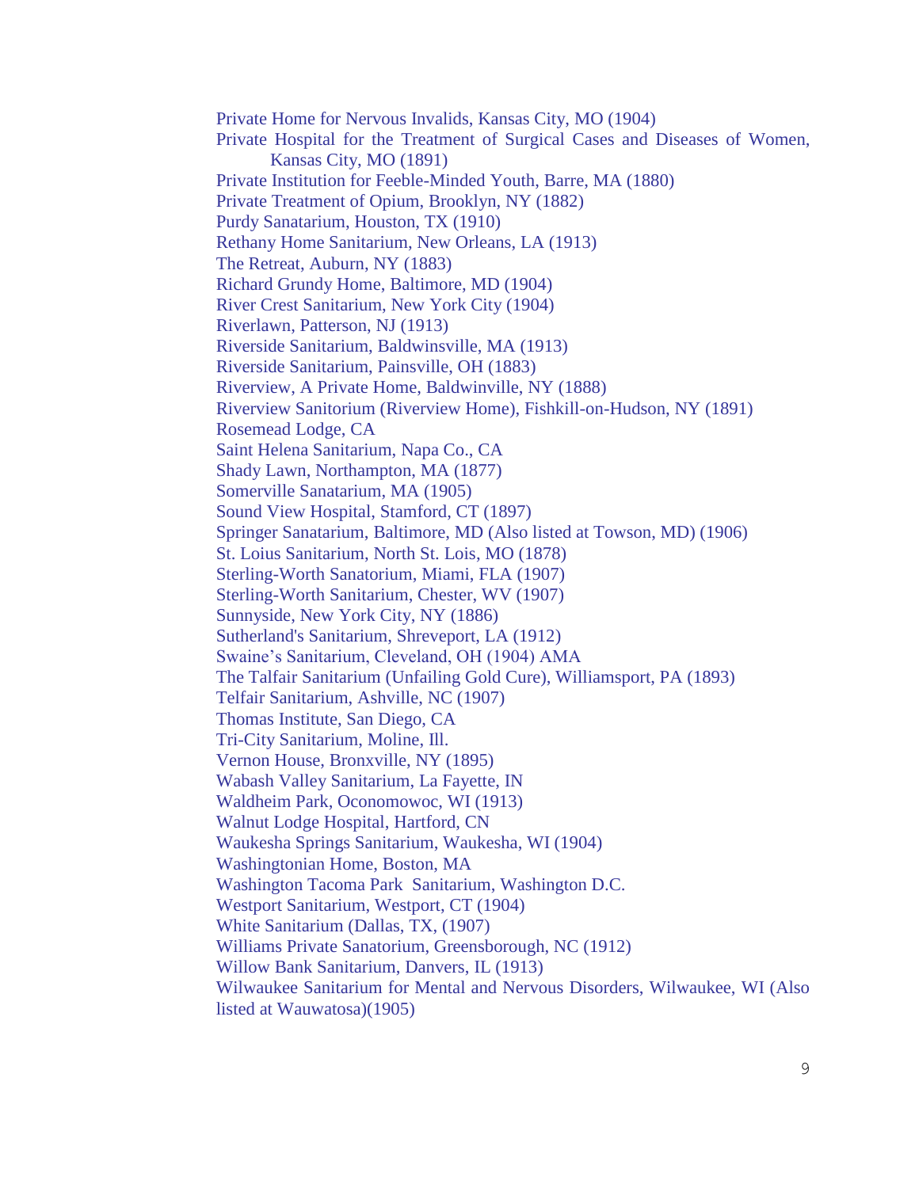Private Home for Nervous Invalids, Kansas City, MO (1904)  
Private Hospital for the Treatment of Surgical Cases and Diseases of Women, Kansas City, MO (1891)  
Private Institution for Feeble-Minded Youth, Barre, MA (1880)  
Private Treatment of Opium, Brooklyn, NY (1882)  
Purdy Sanatarium, Houston, TX (1910)  
Rethany Home Sanitarium, New Orleans, LA (1913)  
The Retreat, Auburn, NY (1883)  
Richard Grundy Home, Baltimore, MD (1904)  
River Crest Sanitarium, New York City (1904)  
Riverlawn, Patterson, NJ (1913)  
Riverside Sanitarium, Baldwinsville, MA (1913)  
Riverside Sanitarium, Painsville, OH (1883)  
Riverview, A Private Home, Baldwinville, NY (1888)  
Riverview Sanitorium (Riverview Home), Fishkill-on-Hudson, NY (1891)  
Rosemead Lodge, CA  
Saint Helena Sanitarium, Napa Co., CA  
Shady Lawn, Northampton, MA (1877)  
Somerville Sanatarium, MA (1905)  
Sound View Hospital, Stamford, CT (1897)  
Springer Sanatarium, Baltimore, MD (Also listed at Towson, MD) (1906)  
St. Loius Sanitarium, North St. Lois, MO (1878)  
Sterling-Worth Sanatorium, Miami, FLA (1907)  
Sterling-Worth Sanitarium, Chester, WV (1907)  
Sunnyside, New York City, NY (1886)  
Sutherland's Sanitarium, Shreveport, LA (1912)  
Swaine's Sanitarium, Cleveland, OH (1904) AMA  
The Talfair Sanitarium (Unfailing Gold Cure), Williamsport, PA (1893)  
Telfair Sanitarium, Ashville, NC (1907)  
Thomas Institute, San Diego, CA  
Tri-City Sanitarium, Moline, Ill.  
Vernon House, Bronxville, NY (1895)  
Wabash Valley Sanitarium, La Fayette, IN  
Waldheim Park, Oconomowoc, WI (1913)  
Walnut Lodge Hospital, Hartford, CN  
Waukesha Springs Sanitarium, Waukesha, WI (1904)  
Washingtonian Home, Boston, MA  
Washington Tacoma Park Sanitarium, Washington D.C.  
Westport Sanitarium, Westport, CT (1904)  
White Sanitarium (Dallas, TX, (1907)  
Williams Private Sanatorium, Greensborough, NC (1912)  
Willow Bank Sanitarium, Danvers, IL (1913)  
Wilwaukee Sanitarium for Mental and Nervous Disorders, Wilwaukee, WI (Also listed at Wauwatosa)(1905)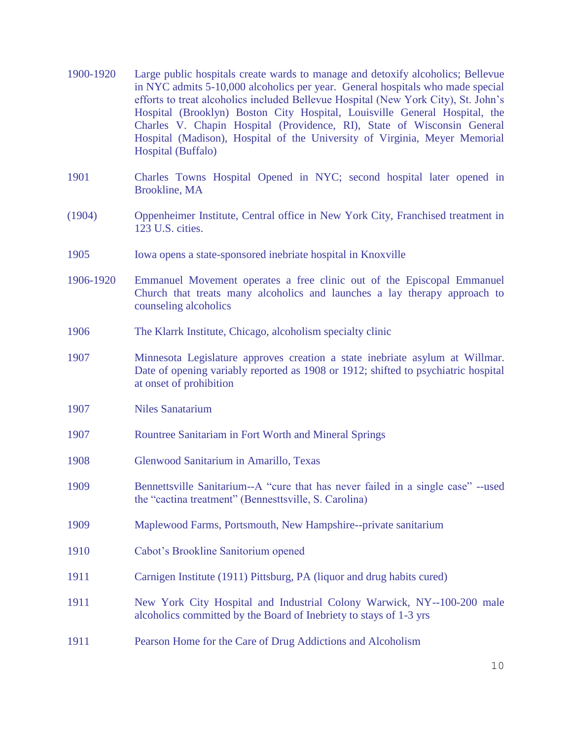| | |
|---|---|
| 1900-1920 | Large public hospitals create wards to manage and detoxify alcoholics; Bellevue in NYC admits 5-10,000 alcoholics per year. General hospitals who made special efforts to treat alcoholics included Bellevue Hospital (New York City), St. John's Hospital (Brooklyn) Boston City Hospital, Louisville General Hospital, the Charles V. Chapin Hospital (Providence, RI), State of Wisconsin General Hospital (Madison), Hospital of the University of Virginia, Meyer Memorial Hospital (Buffalo) |
| 1901 | Charles Towns Hospital Opened in NYC; second hospital later opened in Brookline, MA |
| (1904) | Oppenheimer Institute, Central office in New York City, Franchised treatment in 123 U.S. cities. |
| 1905 | Iowa opens a state-sponsored inebriate hospital in Knoxville |
| 1906-1920 | Emmanuel Movement operates a free clinic out of the Episcopal Emmanuel Church that treats many alcoholics and launches a lay therapy approach to counseling alcoholics |
| 1906 | The Klarrk Institute, Chicago, alcoholism specialty clinic |
| 1907 | Minnesota Legislature approves creation a state inebriate asylum at Willmar. Date of opening variably reported as 1908 or 1912; shifted to psychiatric hospital at onset of prohibition |
| 1907 | Niles Sanatarium |
| 1907 | Rountree Sanitariam in Fort Worth and Mineral Springs |
| 1908 | Glenwood Sanitarium in Amarillo, Texas |
| 1909 | Bennettsville Sanitarium--A "cure that has never failed in a single case" --used the "cactina treatment" (Bennesttsville, S. Carolina) |
| 1909 | Maplewood Farms, Portsmouth, New Hampshire--private sanitarium |
| 1910 | Cabot's Brookline Sanitorium opened |
| 1911 | Carnigen Institute (1911) Pittsburg, PA (liquor and drug habits cured) |
| 1911 | New York City Hospital and Industrial Colony Warwick, NY--100-200 male alcoholics committed by the Board of Inebriety to stays of 1-3 yrs |
| 1911 | Pearson Home for the Care of Drug Addictions and Alcoholism |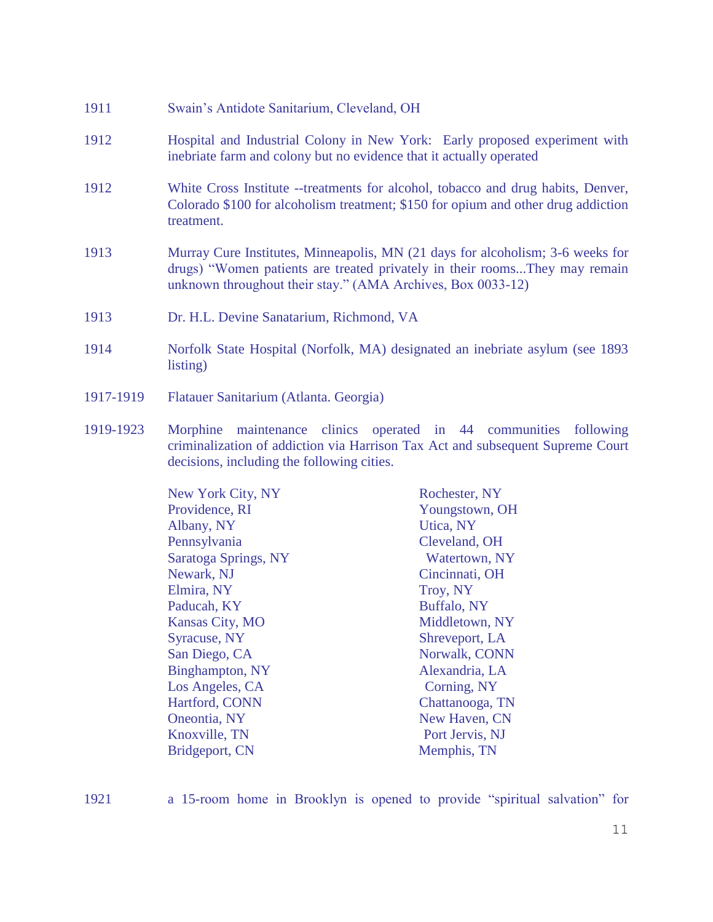1911 Swain's Antidote Sanitarium, Cleveland, OH

1912 Hospital and Industrial Colony in New York: Early proposed experiment with inebriate farm and colony but no evidence that it actually operated

1912 White Cross Institute --treatments for alcohol, tobacco and drug habits, Denver, Colorado $100 for alcoholism treatment; $150 for opium and other drug addiction treatment.

1913 Murray Cure Institutes, Minneapolis, MN (21 days for alcoholism; 3-6 weeks for drugs) "Women patients are treated privately in their rooms...They may remain unknown throughout their stay." (AMA Archives, Box 0033-12)

1913 Dr. H.L. Devine Sanatarium, Richmond, VA

1914 Norfolk State Hospital (Norfolk, MA) designated an inebriate asylum (see 1893 listing)

1917-1919 Flatauer Sanitarium (Atlanta. Georgia)

1919-1923 Morphine maintenance clinics operated in 44 communities following criminalization of addiction via Harrison Tax Act and subsequent Supreme Court decisions, including the following cities.

- New York City, NY
- Providence, RI
- Albany, NY
- Pennsylvania
- Saratoga Springs, NY
- Newark, NJ
- Elmira, NY
- Paducah, KY
- Kansas City, MO
- Syracuse, NY
- San Diego, CA
- Binghampton, NY
- Los Angeles, CA
- Hartford, CONN
- Oneontia, NY
- Knoxville, TN
- Bridgeport, CN
- Rochester, NY
- Youngstown, OH
- Utica, NY
- Cleveland, OH
- Watertown, NY
- Cincinnati, OH
- Troy, NY
- Buffalo, NY
- Middletown, NY
- Shreveport, LA
- Norwalk, CONN
- Alexandria, LA
- Corning, NY
- Chattanooga, TN
- New Haven, CN
- Port Jervis, NJ
- Memphis, TN

1921 a 15-room home in Brooklyn is opened to provide "spiritual salvation" for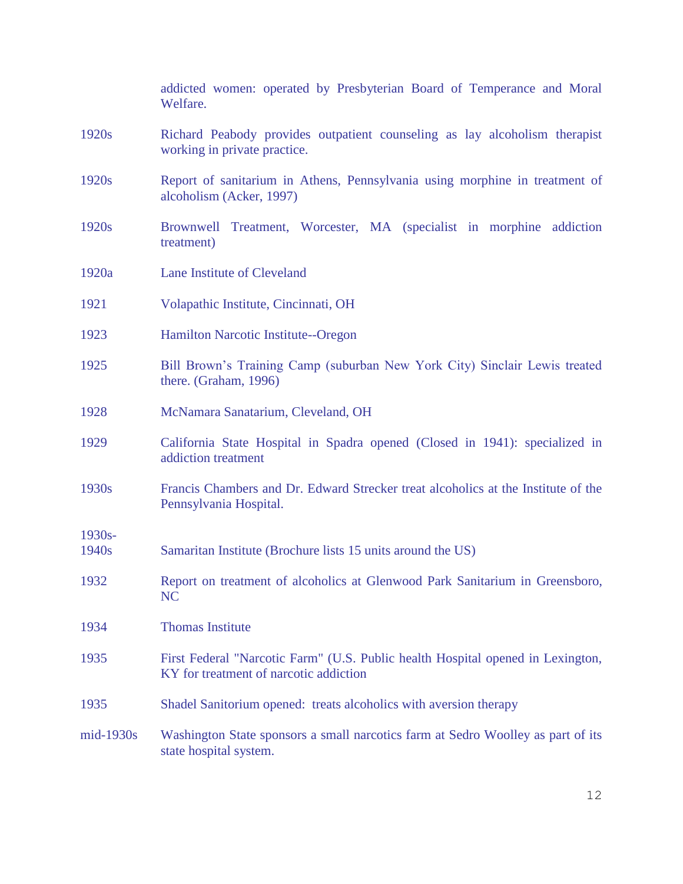| | |
|---|---|
| | addicted women: operated by Presbyterian Board of Temperance and Moral Welfare. |
| 1920s | Richard Peabody provides outpatient counseling as lay alcoholism therapist working in private practice. |
| 1920s | Report of sanitarium in Athens, Pennsylvania using morphine in treatment of alcoholism (Acker, 1997) |
| 1920s | Brownwell Treatment, Worcester, MA (specialist in morphine addiction treatment) |
| 1920a | Lane Institute of Cleveland |
| 1921 | Volapathic Institute, Cincinnati, OH |
| 1923 | Hamilton Narcotic Institute--Oregon |
| 1925 | Bill Brown's Training Camp (suburban New York City) Sinclair Lewis treated there. (Graham, 1996) |
| 1928 | McNamara Sanatarium, Cleveland, OH |
| 1929 | California State Hospital in Spadra opened (Closed in 1941): specialized in addiction treatment |
| 1930s | Francis Chambers and Dr. Edward Strecker treat alcoholics at the Institute of the Pennsylvania Hospital. |
| 1930s-1940s | Samaritan Institute (Brochure lists 15 units around the US) |
| 1932 | Report on treatment of alcoholics at Glenwood Park Sanitarium in Greensboro, NC |
| 1934 | Thomas Institute |
| 1935 | First Federal "Narcotic Farm" (U.S. Public health Hospital opened in Lexington, KY for treatment of narcotic addiction |
| 1935 | Shadel Sanitorium opened: treats alcoholics with aversion therapy |
| mid-1930s | Washington State sponsors a small narcotics farm at Sedro Woolley as part of its state hospital system. |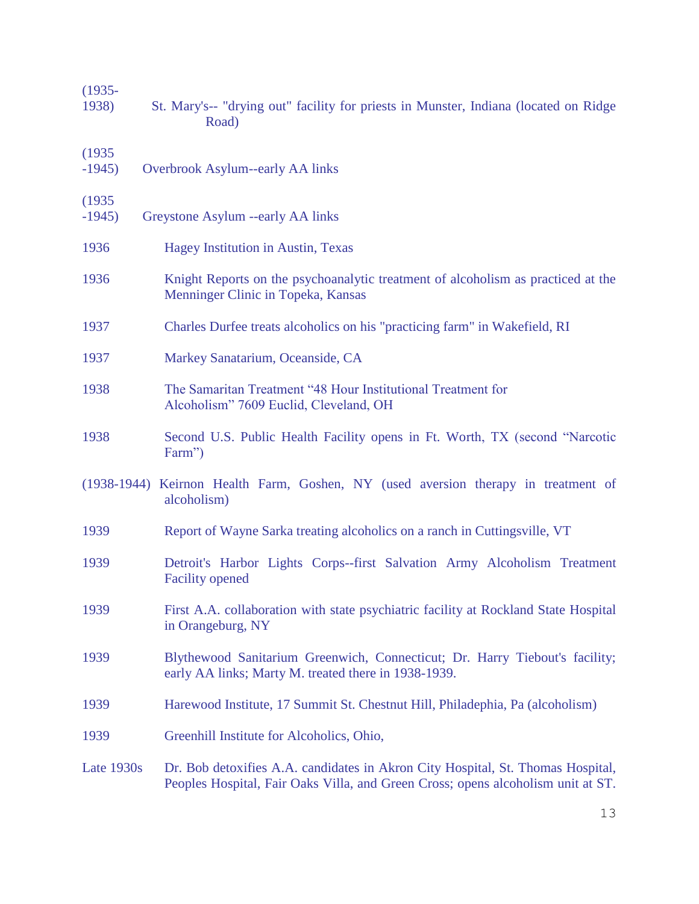(1935-1938) St. Mary's-- "drying out" facility for priests in Munster, Indiana (located on Ridge Road)

(1935-1945) Overbrook Asylum--early AA links

(1935-1945) Greystone Asylum --early AA links

1936 Hagey Institution in Austin, Texas

1936 Knight Reports on the psychoanalytic treatment of alcoholism as practiced at the Menninger Clinic in Topeka, Kansas

1937 Charles Durfee treats alcoholics on his "practicing farm" in Wakefield, RI

1937 Markey Sanatarium, Oceanside, CA

1938 The Samaritan Treatment "48 Hour Institutional Treatment for Alcoholism" 7609 Euclid, Cleveland, OH

1938 Second U.S. Public Health Facility opens in Ft. Worth, TX (second "Narcotic Farm")

(1938-1944) Keirnon Health Farm, Goshen, NY (used aversion therapy in treatment of alcoholism)

1939 Report of Wayne Sarka treating alcoholics on a ranch in Cuttingsville, VT

1939 Detroit's Harbor Lights Corps--first Salvation Army Alcoholism Treatment Facility opened

1939 First A.A. collaboration with state psychiatric facility at Rockland State Hospital in Orangeburg, NY

1939 Blythewood Sanitarium Greenwich, Connecticut; Dr. Harry Tiebout's facility; early AA links; Marty M. treated there in 1938-1939.

1939 Harewood Institute, 17 Summit St. Chestnut Hill, Philadephia, Pa (alcoholism)

1939 Greenhill Institute for Alcoholics, Ohio,

Late 1930s Dr. Bob detoxifies A.A. candidates in Akron City Hospital, St. Thomas Hospital, Peoples Hospital, Fair Oaks Villa, and Green Cross; opens alcoholism unit at ST.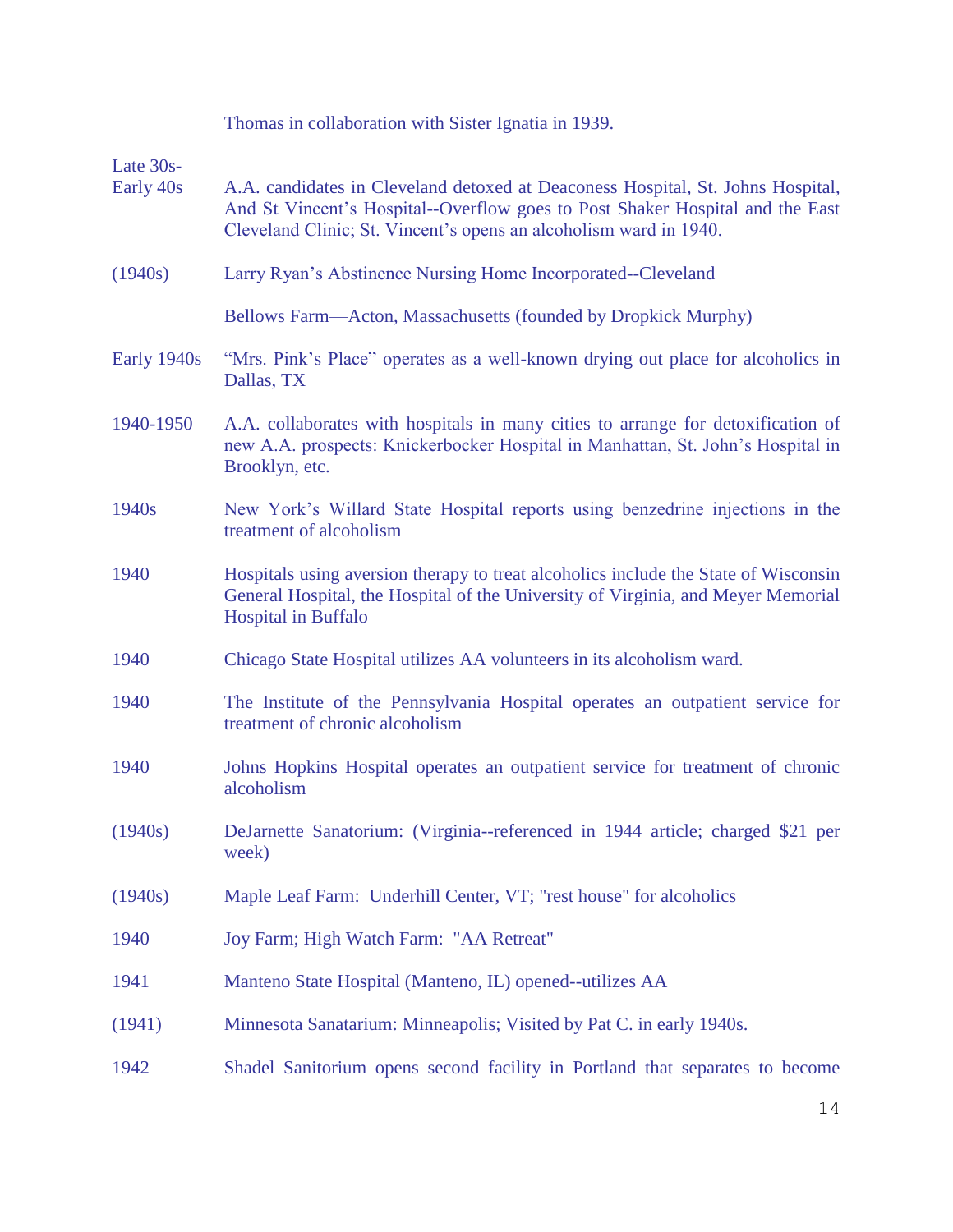Thomas in collaboration with Sister Ignatia in 1939.

| | |
|---|---|
| Late 30s-Early 40s | A.A. candidates in Cleveland detoxed at Deaconess Hospital, St. Johns Hospital, And St Vincent's Hospital--Overflow goes to Post Shaker Hospital and the East Cleveland Clinic; St. Vincent's opens an alcoholism ward in 1940. |
| (1940s) | Larry Ryan's Abstinence Nursing Home Incorporated--Cleveland |
| | Bellows Farm—Acton, Massachusetts (founded by Dropkick Murphy) |
| Early 1940s | "Mrs. Pink's Place" operates as a well-known drying out place for alcoholics in Dallas, TX |
| 1940-1950 | A.A. collaborates with hospitals in many cities to arrange for detoxification of new A.A. prospects: Knickerbocker Hospital in Manhattan, St. John's Hospital in Brooklyn, etc. |
| 1940s | New York's Willard State Hospital reports using benzedrine injections in the treatment of alcoholism |
| 1940 | Hospitals using aversion therapy to treat alcoholics include the State of Wisconsin General Hospital, the Hospital of the University of Virginia, and Meyer Memorial Hospital in Buffalo |
| 1940 | Chicago State Hospital utilizes AA volunteers in its alcoholism ward. |
| 1940 | The Institute of the Pennsylvania Hospital operates an outpatient service for treatment of chronic alcoholism |
| 1940 | Johns Hopkins Hospital operates an outpatient service for treatment of chronic alcoholism |
| (1940s) | DeJarnette Sanatorium: (Virginia--referenced in 1944 article; charged $21 per week) |
| (1940s) | Maple Leaf Farm: Underhill Center, VT; "rest house" for alcoholics |
| 1940 | Joy Farm; High Watch Farm: "AA Retreat" |
| 1941 | Manteno State Hospital (Manteno, IL) opened--utilizes AA |
| (1941) | Minnesota Sanatarium: Minneapolis; Visited by Pat C. in early 1940s. |
| 1942 | Shadel Sanitorium opens second facility in Portland that separates to become |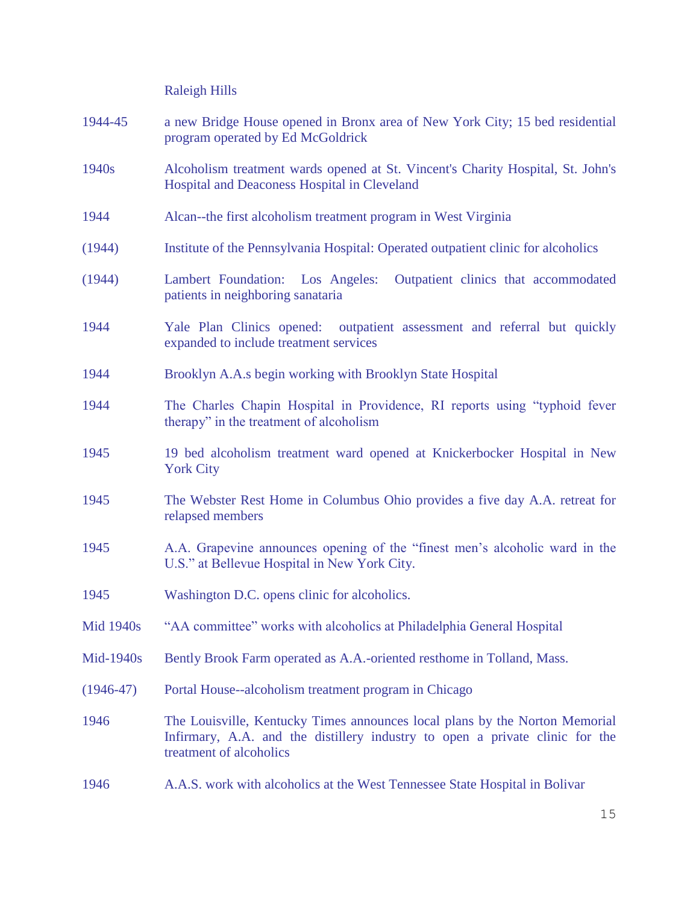| | |
|---|---|
| | Raleigh Hills |
| 1944-45 | a new Bridge House opened in Bronx area of New York City; 15 bed residential program operated by Ed McGoldrick |
| 1940s | Alcoholism treatment wards opened at St. Vincent's Charity Hospital, St. John's Hospital and Deaconess Hospital in Cleveland |
| 1944 | Alcan--the first alcoholism treatment program in West Virginia |
| (1944) | Institute of the Pennsylvania Hospital: Operated outpatient clinic for alcoholics |
| (1944) | Lambert Foundation: Los Angeles: Outpatient clinics that accommodated patients in neighboring sanataria |
| 1944 | Yale Plan Clinics opened: outpatient assessment and referral but quickly expanded to include treatment services |
| 1944 | Brooklyn A.A.s begin working with Brooklyn State Hospital |
| 1944 | The Charles Chapin Hospital in Providence, RI reports using "typhoid fever therapy" in the treatment of alcoholism |
| 1945 | 19 bed alcoholism treatment ward opened at Knickerbocker Hospital in New York City |
| 1945 | The Webster Rest Home in Columbus Ohio provides a five day A.A. retreat for relapsed members |
| 1945 | A.A. Grapevine announces opening of the "finest men's alcoholic ward in the U.S." at Bellevue Hospital in New York City. |
| 1945 | Washington D.C. opens clinic for alcoholics. |
| Mid 1940s | "AA committee" works with alcoholics at Philadelphia General Hospital |
| Mid-1940s | Bently Brook Farm operated as A.A.-oriented resthome in Tolland, Mass. |
| (1946-47) | Portal House--alcoholism treatment program in Chicago |
| 1946 | The Louisville, Kentucky Times announces local plans by the Norton Memorial Infirmary, A.A. and the distillery industry to open a private clinic for the treatment of alcoholics |
| 1946 | A.A.S. work with alcoholics at the West Tennessee State Hospital in Bolivar |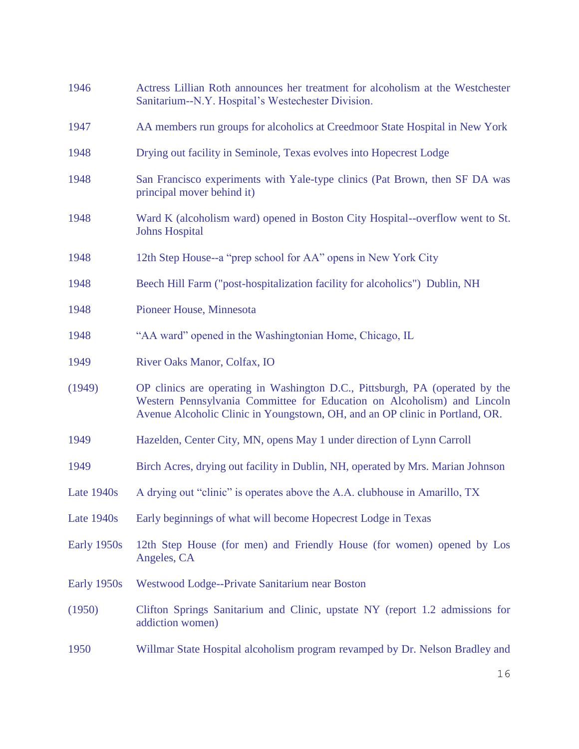| | |
|---|---|
| 1946 | Actress Lillian Roth announces her treatment for alcoholism at the Westchester Sanitarium--N.Y. Hospital's Westechester Division. |
| 1947 | AA members run groups for alcoholics at Creedmoor State Hospital in New York |
| 1948 | Drying out facility in Seminole, Texas evolves into Hopecrest Lodge |
| 1948 | San Francisco experiments with Yale-type clinics (Pat Brown, then SF DA was principal mover behind it) |
| 1948 | Ward K (alcoholism ward) opened in Boston City Hospital--overflow went to St. Johns Hospital |
| 1948 | 12th Step House--a "prep school for AA" opens in New York City |
| 1948 | Beech Hill Farm ("post-hospitalization facility for alcoholics") Dublin, NH |
| 1948 | Pioneer House, Minnesota |
| 1948 | "AA ward" opened in the Washingtonian Home, Chicago, IL |
| 1949 | River Oaks Manor, Colfax, IO |
| (1949) | OP clinics are operating in Washington D.C., Pittsburgh, PA (operated by the Western Pennsylvania Committee for Education on Alcoholism) and Lincoln Avenue Alcoholic Clinic in Youngstown, OH, and an OP clinic in Portland, OR. |
| 1949 | Hazelden, Center City, MN, opens May 1 under direction of Lynn Carroll |
| 1949 | Birch Acres, drying out facility in Dublin, NH, operated by Mrs. Marian Johnson |
| Late 1940s | A drying out "clinic" is operates above the A.A. clubhouse in Amarillo, TX |
| Late 1940s | Early beginnings of what will become Hopecrest Lodge in Texas |
| Early 1950s | 12th Step House (for men) and Friendly House (for women) opened by Los Angeles, CA |
| Early 1950s | Westwood Lodge--Private Sanitarium near Boston |
| (1950) | Clifton Springs Sanitarium and Clinic, upstate NY (report 1.2 admissions for addiction women) |
| 1950 | Willmar State Hospital alcoholism program revamped by Dr. Nelson Bradley and |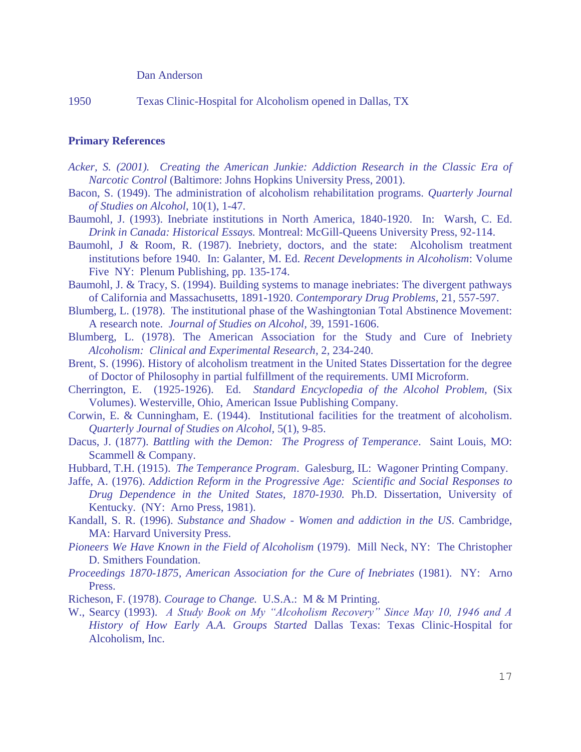Dan Anderson

1950 Texas Clinic-Hospital for Alcoholism opened in Dallas, TX

**Primary References**

*Acker, S. (2001). Creating the American Junkie: Addiction Research in the Classic Era of Narcotic Control* (Baltimore: Johns Hopkins University Press, 2001).

Bacon, S. (1949). The administration of alcoholism rehabilitation programs. *Quarterly Journal of Studies on Alcohol*, 10(1), 1-47.

Baumohl, J. (1993). Inebriate institutions in North America, 1840-1920. In: Warsh, C. Ed. *Drink in Canada: Historical Essays.* Montreal: McGill-Queens University Press, 92-114.

Baumohl, J & Room, R. (1987). Inebriety, doctors, and the state: Alcoholism treatment institutions before 1940. In: Galanter, M. Ed. *Recent Developments in Alcoholism*: Volume Five NY: Plenum Publishing, pp. 135-174.

Baumohl, J. & Tracy, S. (1994). Building systems to manage inebriates: The divergent pathways of California and Massachusetts, 1891-1920. *Contemporary Drug Problems*, 21, 557-597.

Blumberg, L. (1978). The institutional phase of the Washingtonian Total Abstinence Movement: A research note. *Journal of Studies on Alcohol*, 39, 1591-1606.

Blumberg, L. (1978). The American Association for the Study and Cure of Inebriety *Alcoholism: Clinical and Experimental Research*, 2, 234-240.

Brent, S. (1996). History of alcoholism treatment in the United States Dissertation for the degree of Doctor of Philosophy in partial fulfillment of the requirements. UMI Microform.

Cherrington, E. (1925-1926). Ed. *Standard Encyclopedia of the Alcohol Problem*, (Six Volumes). Westerville, Ohio, American Issue Publishing Company.

Corwin, E. & Cunningham, E. (1944). Institutional facilities for the treatment of alcoholism. *Quarterly Journal of Studies on Alcohol*, 5(1), 9-85.

Dacus, J. (1877). *Battling with the Demon: The Progress of Temperance*. Saint Louis, MO: Scammell & Company.

Hubbard, T.H. (1915). *The Temperance Program*. Galesburg, IL: Wagoner Printing Company.

Jaffe, A. (1976). *Addiction Reform in the Progressive Age: Scientific and Social Responses to Drug Dependence in the United States, 1870-1930.* Ph.D. Dissertation, University of Kentucky. (NY: Arno Press, 1981).

Kandall, S. R. (1996). *Substance and Shadow - Women and addiction in the US*. Cambridge, MA: Harvard University Press.

*Pioneers We Have Known in the Field of Alcoholism* (1979). Mill Neck, NY: The Christopher D. Smithers Foundation.

*Proceedings 1870-1875, American Association for the Cure of Inebriates* (1981). NY: Arno Press.

Richeson, F. (1978). *Courage to Change.* U.S.A.: M & M Printing.

W., Searcy (1993). *A Study Book on My "Alcoholism Recovery" Since May 10, 1946 and A History of How Early A.A. Groups Started* Dallas Texas: Texas Clinic-Hospital for Alcoholism, Inc.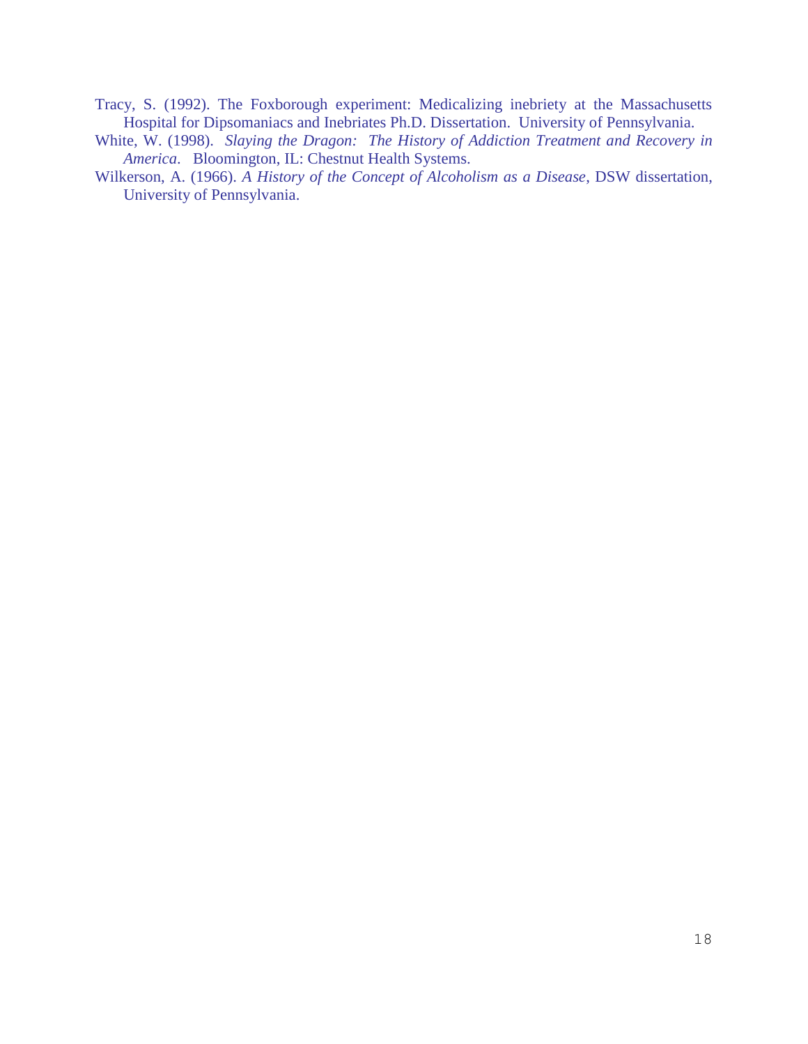Tracy, S. (1992). The Foxborough experiment: Medicalizing inebriety at the Massachusetts Hospital for Dipsomaniacs and Inebriates Ph.D. Dissertation. University of Pennsylvania.

White, W. (1998). *Slaying the Dragon: The History of Addiction Treatment and Recovery in America*. Bloomington, IL: Chestnut Health Systems.

Wilkerson, A. (1966). *A History of the Concept of Alcoholism as a Disease*, DSW dissertation, University of Pennsylvania.